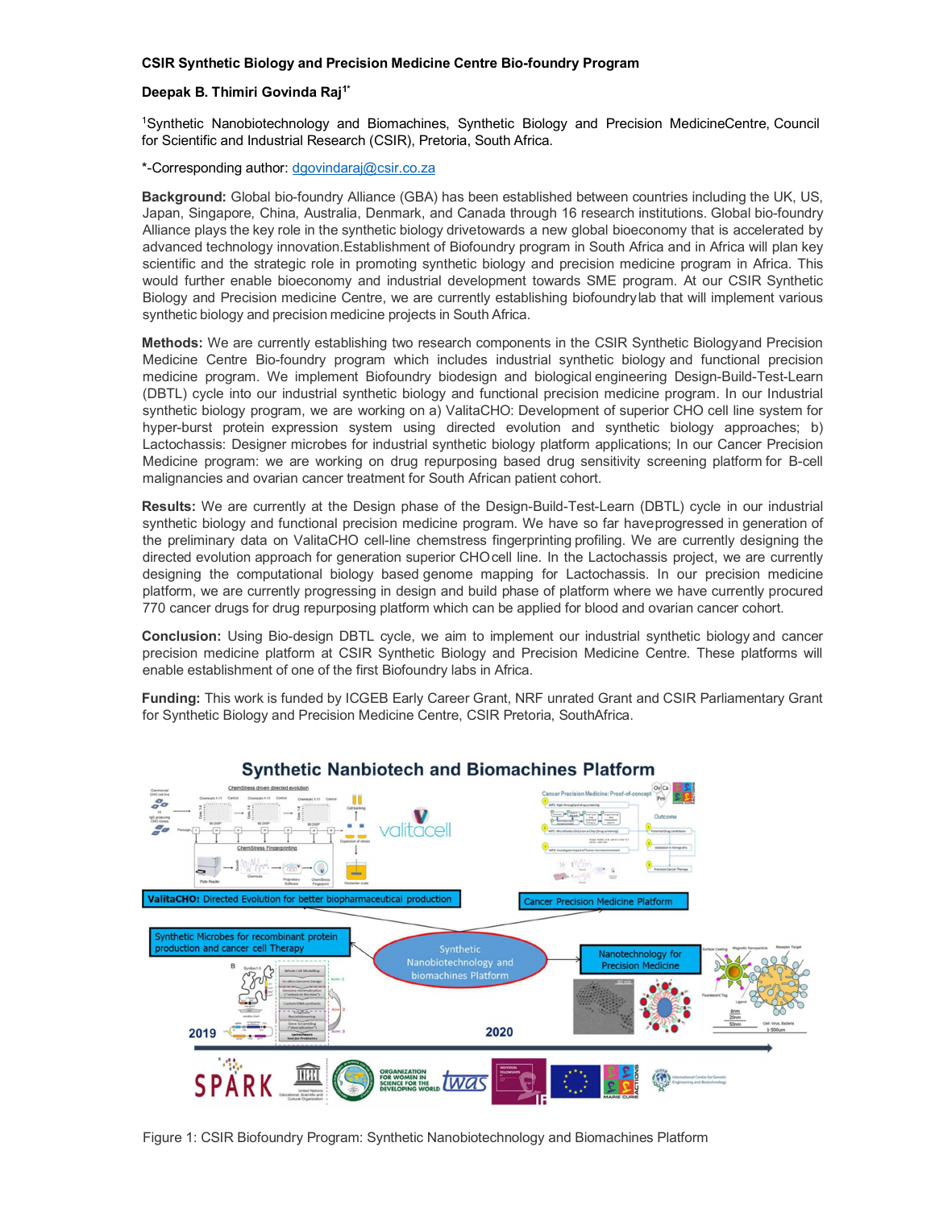**CSIR Synthetic Biology and Precision Medicine Centre Bio-foundry Program**

**Deepak B. Thimiri Govinda Raj[1*]**

[1]Synthetic Nanobiotechnology and Biomachines, Synthetic Biology and Precision MedicineCentre, Council for Scientific and Industrial Research (CSIR), Pretoria, South Africa.

*-Corresponding author: dgovindaraj@csir.co.za

**Background:** Global bio-foundry Alliance (GBA) has been established between countries including the UK, US, Japan, Singapore, China, Australia, Denmark, and Canada through 16 research institutions. Global bio-foundry Alliance plays the key role in the synthetic biology drivetowards a new global bioeconomy that is accelerated by advanced technology innovation.Establishment of Biofoundry program in South Africa and in Africa will plan key scientific and the strategic role in promoting synthetic biology and precision medicine program in Africa. This would further enable bioeconomy and industrial development towards SME program. At our CSIR Synthetic Biology and Precision medicine Centre, we are currently establishing biofoundrylab that will implement various synthetic biology and precision medicine projects in South Africa.

**Methods:** We are currently establishing two research components in the CSIR Synthetic Biologyand Precision Medicine Centre Bio-foundry program which includes industrial synthetic biology and functional precision medicine program. We implement Biofoundry biodesign and biological engineering Design-Build-Test-Learn (DBTL) cycle into our industrial synthetic biology and functional precision medicine program. In our Industrial synthetic biology program, we are working on a) ValitaCHO: Development of superior CHO cell line system for hyper-burst protein expression system using directed evolution and synthetic biology approaches; b) Lactochassis: Designer microbes for industrial synthetic biology platform applications; In our Cancer Precision Medicine program: we are working on drug repurposing based drug sensitivity screening platform for B-cell malignancies and ovarian cancer treatment for South African patient cohort.

**Results:** We are currently at the Design phase of the Design-Build-Test-Learn (DBTL) cycle in our industrial synthetic biology and functional precision medicine program. We have so far haveprogressed in generation of the preliminary data on ValitaCHO cell-line chemstress fingerprinting profiling. We are currently designing the directed evolution approach for generation superior CHOcell line. In the Lactochassis project, we are currently designing the computational biology based genome mapping for Lactochassis. In our precision medicine platform, we are currently progressing in design and build phase of platform where we have currently procured 770 cancer drugs for drug repurposing platform which can be applied for blood and ovarian cancer cohort.

**Conclusion:** Using Bio-design DBTL cycle, we aim to implement our industrial synthetic biology and cancer precision medicine platform at CSIR Synthetic Biology and Precision Medicine Centre. These platforms will enable establishment of one of the first Biofoundry labs in Africa.

**Funding:** This work is funded by ICGEB Early Career Grant, NRF unrated Grant and CSIR Parliamentary Grant for Synthetic Biology and Precision Medicine Centre, CSIR Pretoria, SouthAfrica.

Figure 1: CSIR Biofoundry Program: Synthetic Nanobiotechnology and Biomachines Platform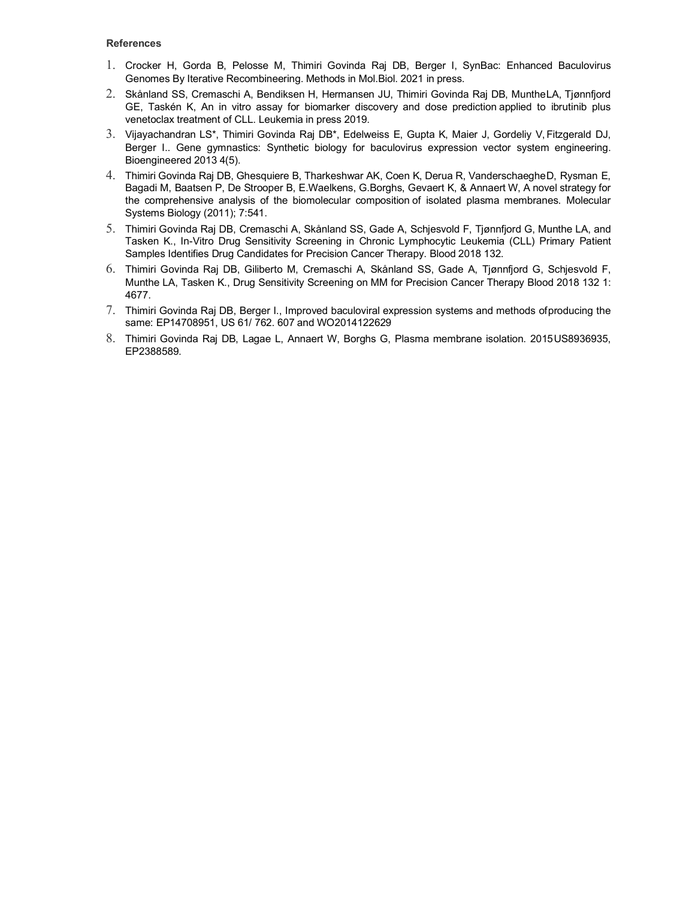**References**

1. Crocker H, Gorda B, Pelosse M, Thimiri Govinda Raj DB, Berger I, SynBac: Enhanced Baculovirus Genomes By Iterative Recombineering. Methods in Mol.Biol. 2021 in press.
2. Skånland SS, Cremaschi A, Bendiksen H, Hermansen JU, Thimiri Govinda Raj DB, MuntheLA, Tjønnfjord GE, Taskén K, An in vitro assay for biomarker discovery and dose prediction applied to ibrutinib plus venetoclax treatment of CLL. Leukemia in press 2019.
3. Vijayachandran LS*, Thimiri Govinda Raj DB*, Edelweiss E, Gupta K, Maier J, Gordeliy V, Fitzgerald DJ, Berger I.. Gene gymnastics: Synthetic biology for baculovirus expression vector system engineering. Bioengineered 2013 4(5).
4. Thimiri Govinda Raj DB, Ghesquiere B, Tharkeshwar AK, Coen K, Derua R, VanderschaegheD, Rysman E, Bagadi M, Baatsen P, De Strooper B, E.Waelkens, G.Borghs, Gevaert K, & Annaert W, A novel strategy for the comprehensive analysis of the biomolecular composition of isolated plasma membranes. Molecular Systems Biology (2011); 7:541.
5. Thimiri Govinda Raj DB, Cremaschi A, Skånland SS, Gade A, Schjesvold F, Tjønnfjord G, Munthe LA, and Tasken K., In-Vitro Drug Sensitivity Screening in Chronic Lymphocytic Leukemia (CLL) Primary Patient Samples Identifies Drug Candidates for Precision Cancer Therapy. Blood 2018 132.
6. Thimiri Govinda Raj DB, Giliberto M, Cremaschi A, Skånland SS, Gade A, Tjønnfjord G, Schjesvold F, Munthe LA, Tasken K., Drug Sensitivity Screening on MM for Precision Cancer Therapy Blood 2018 132 1: 4677.
7. Thimiri Govinda Raj DB, Berger I., Improved baculoviral expression systems and methods ofproducing the same: EP14708951, US 61/ 762. 607 and WO2014122629
8. Thimiri Govinda Raj DB, Lagae L, Annaert W, Borghs G, Plasma membrane isolation. 2015US8936935, EP2388589.